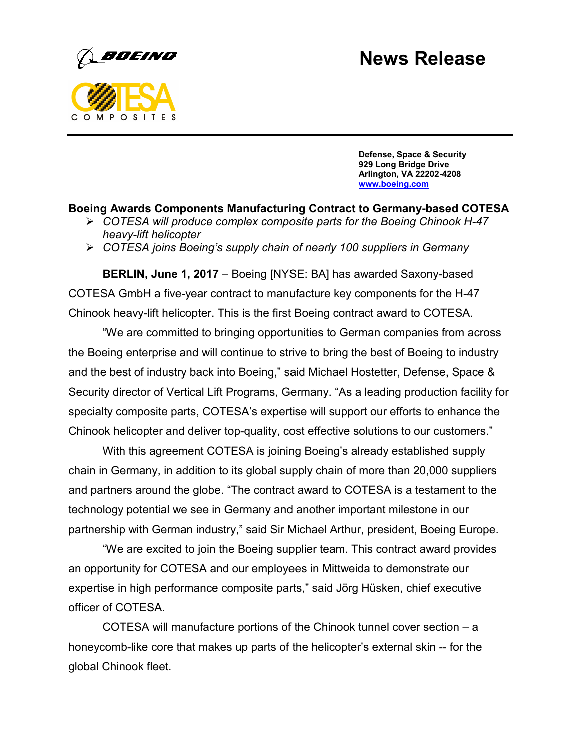# News Release

**Defense, Space & Security**
**929 Long Bridge Drive**
**Arlington, VA 22202-4208**
**www.boeing.com**

## Boeing Awards Components Manufacturing Contract to Germany-based COTESA

- *COTESA will produce complex composite parts for the Boeing Chinook H-47 heavy-lift helicopter*
- *COTESA joins Boeing's supply chain of nearly 100 suppliers in Germany*

**BERLIN, June 1, 2017** – Boeing [NYSE: BA] has awarded Saxony-based COTESA GmbH a five-year contract to manufacture key components for the H-47 Chinook heavy-lift helicopter. This is the first Boeing contract award to COTESA.

"We are committed to bringing opportunities to German companies from across the Boeing enterprise and will continue to strive to bring the best of Boeing to industry and the best of industry back into Boeing," said Michael Hostetter, Defense, Space & Security director of Vertical Lift Programs, Germany. "As a leading production facility for specialty composite parts, COTESA's expertise will support our efforts to enhance the Chinook helicopter and deliver top-quality, cost effective solutions to our customers."

With this agreement COTESA is joining Boeing's already established supply chain in Germany, in addition to its global supply chain of more than 20,000 suppliers and partners around the globe. "The contract award to COTESA is a testament to the technology potential we see in Germany and another important milestone in our partnership with German industry," said Sir Michael Arthur, president, Boeing Europe.

"We are excited to join the Boeing supplier team. This contract award provides an opportunity for COTESA and our employees in Mittweida to demonstrate our expertise in high performance composite parts," said Jörg Hüsken, chief executive officer of COTESA.

COTESA will manufacture portions of the Chinook tunnel cover section – a honeycomb-like core that makes up parts of the helicopter's external skin -- for the global Chinook fleet.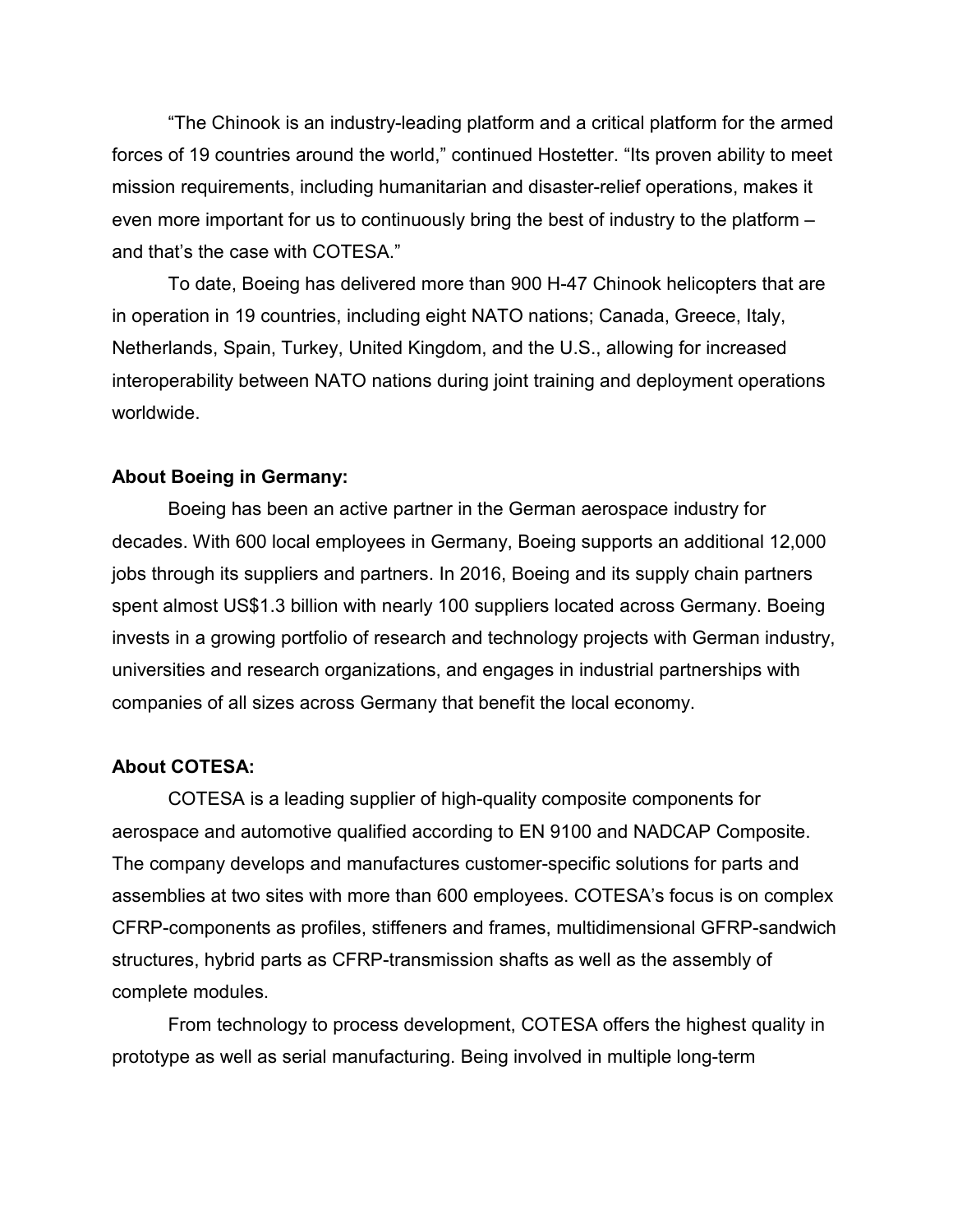"The Chinook is an industry-leading platform and a critical platform for the armed forces of 19 countries around the world," continued Hostetter. "Its proven ability to meet mission requirements, including humanitarian and disaster-relief operations, makes it even more important for us to continuously bring the best of industry to the platform – and that's the case with COTESA."

To date, Boeing has delivered more than 900 H-47 Chinook helicopters that are in operation in 19 countries, including eight NATO nations; Canada, Greece, Italy, Netherlands, Spain, Turkey, United Kingdom, and the U.S., allowing for increased interoperability between NATO nations during joint training and deployment operations worldwide.

**About Boeing in Germany:**

Boeing has been an active partner in the German aerospace industry for decades. With 600 local employees in Germany, Boeing supports an additional 12,000 jobs through its suppliers and partners. In 2016, Boeing and its supply chain partners spent almost US$1.3 billion with nearly 100 suppliers located across Germany. Boeing invests in a growing portfolio of research and technology projects with German industry, universities and research organizations, and engages in industrial partnerships with companies of all sizes across Germany that benefit the local economy.

**About COTESA:**

COTESA is a leading supplier of high-quality composite components for aerospace and automotive qualified according to EN 9100 and NADCAP Composite. The company develops and manufactures customer-specific solutions for parts and assemblies at two sites with more than 600 employees. COTESA's focus is on complex CFRP-components as profiles, stiffeners and frames, multidimensional GFRP-sandwich structures, hybrid parts as CFRP-transmission shafts as well as the assembly of complete modules.

From technology to process development, COTESA offers the highest quality in prototype as well as serial manufacturing. Being involved in multiple long-term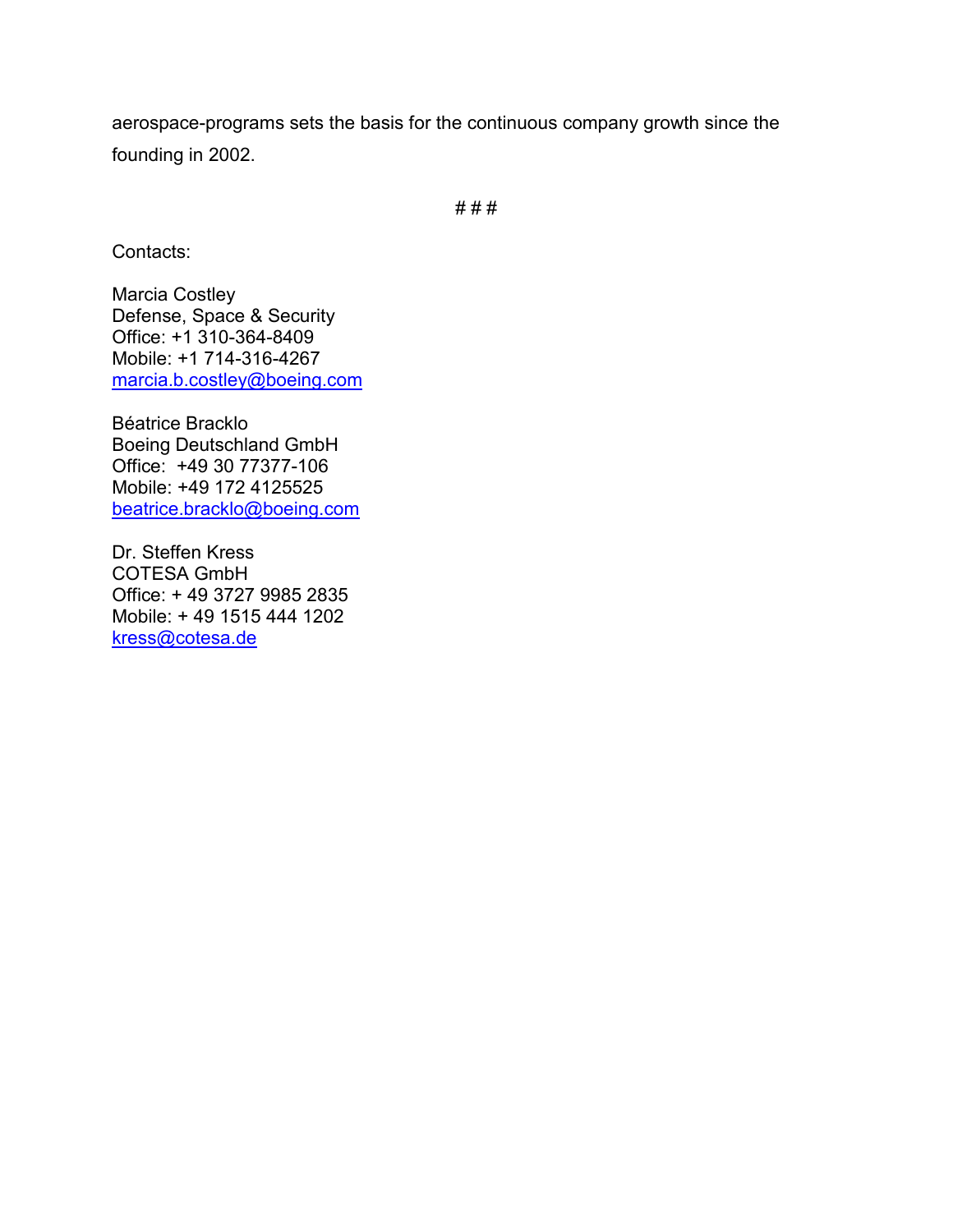aerospace-programs sets the basis for the continuous company growth since the founding in 2002.

# # #

Contacts:

Marcia Costley
Defense, Space & Security
Office: +1 310-364-8409
Mobile: +1 714-316-4267
marcia.b.costley@boeing.com

Béatrice Bracklo
Boeing Deutschland GmbH
Office: +49 30 77377-106
Mobile: +49 172 4125525
beatrice.bracklo@boeing.com

Dr. Steffen Kress
COTESA GmbH
Office: + 49 3727 9985 2835
Mobile: + 49 1515 444 1202
kress@cotesa.de